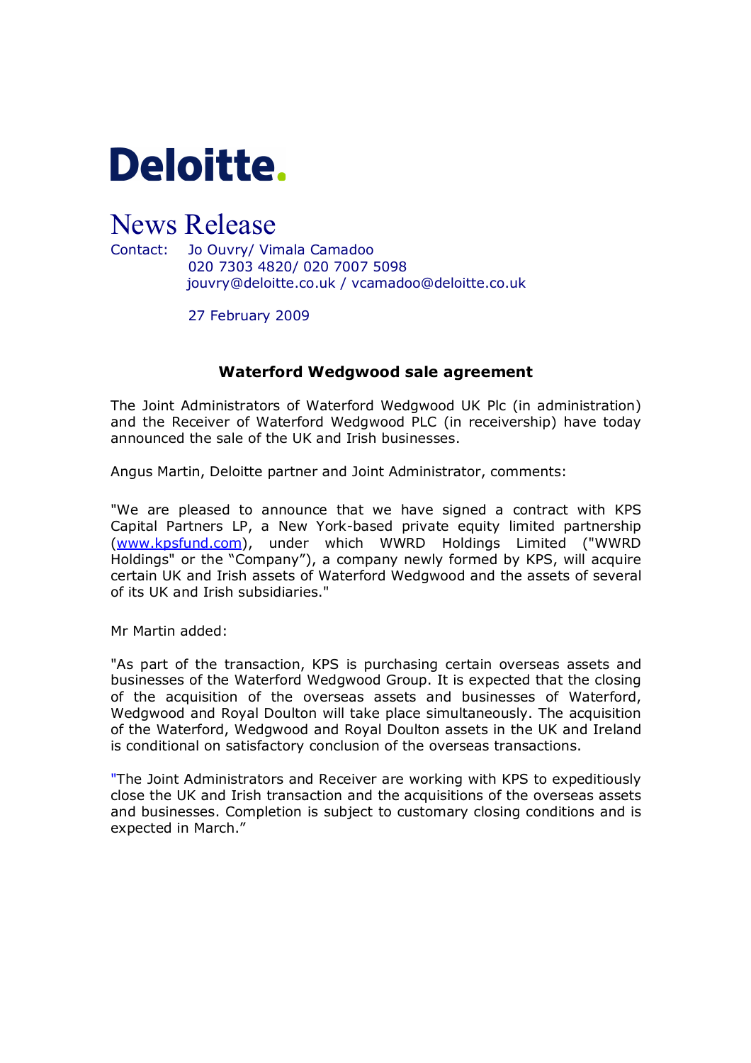Deloitte.

# News Release

Contact: Jo Ouvry/ Vimala Camadoo
020 7303 4820/ 020 7007 5098
jouvry@deloitte.co.uk / vcamadoo@deloitte.co.uk

27 February 2009

## Waterford Wedgwood sale agreement

The Joint Administrators of Waterford Wedgwood UK Plc (in administration) and the Receiver of Waterford Wedgwood PLC (in receivership) have today announced the sale of the UK and Irish businesses.

Angus Martin, Deloitte partner and Joint Administrator, comments:

"We are pleased to announce that we have signed a contract with KPS Capital Partners LP, a New York-based private equity limited partnership (www.kpsfund.com), under which WWRD Holdings Limited ("WWRD Holdings" or the "Company"), a company newly formed by KPS, will acquire certain UK and Irish assets of Waterford Wedgwood and the assets of several of its UK and Irish subsidiaries."

Mr Martin added:

"As part of the transaction, KPS is purchasing certain overseas assets and businesses of the Waterford Wedgwood Group. It is expected that the closing of the acquisition of the overseas assets and businesses of Waterford, Wedgwood and Royal Doulton will take place simultaneously. The acquisition of the Waterford, Wedgwood and Royal Doulton assets in the UK and Ireland is conditional on satisfactory conclusion of the overseas transactions.

"The Joint Administrators and Receiver are working with KPS to expeditiously close the UK and Irish transaction and the acquisitions of the overseas assets and businesses. Completion is subject to customary closing conditions and is expected in March."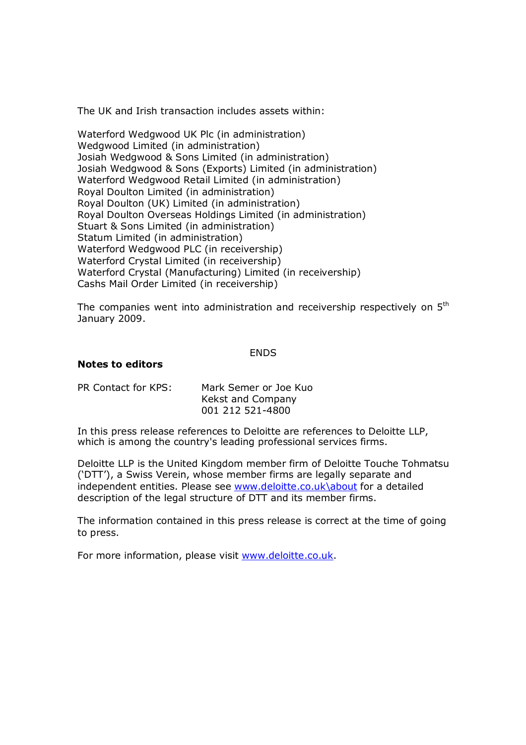The UK and Irish transaction includes assets within:

Waterford Wedgwood UK Plc (in administration)  
Wedgwood Limited (in administration)  
Josiah Wedgwood & Sons Limited (in administration)  
Josiah Wedgwood & Sons (Exports) Limited (in administration)  
Waterford Wedgwood Retail Limited (in administration)  
Royal Doulton Limited (in administration)  
Royal Doulton (UK) Limited (in administration)  
Royal Doulton Overseas Holdings Limited (in administration)  
Stuart & Sons Limited (in administration)  
Statum Limited (in administration)  
Waterford Wedgwood PLC (in receivership)  
Waterford Crystal Limited (in receivership)  
Waterford Crystal (Manufacturing) Limited (in receivership)  
Cashs Mail Order Limited (in receivership)

The companies went into administration and receivership respectively on 5th January 2009.

ENDS

**Notes to editors**

PR Contact for KPS: Mark Semer or Joe Kuo  
Kekst and Company  
001 212 521-4800

In this press release references to Deloitte are references to Deloitte LLP, which is among the country's leading professional services firms.

Deloitte LLP is the United Kingdom member firm of Deloitte Touche Tohmatsu ('DTT'), a Swiss Verein, whose member firms are legally separate and independent entities. Please see www.deloitte.co.uk\about for a detailed description of the legal structure of DTT and its member firms.

The information contained in this press release is correct at the time of going to press.

For more information, please visit www.deloitte.co.uk.